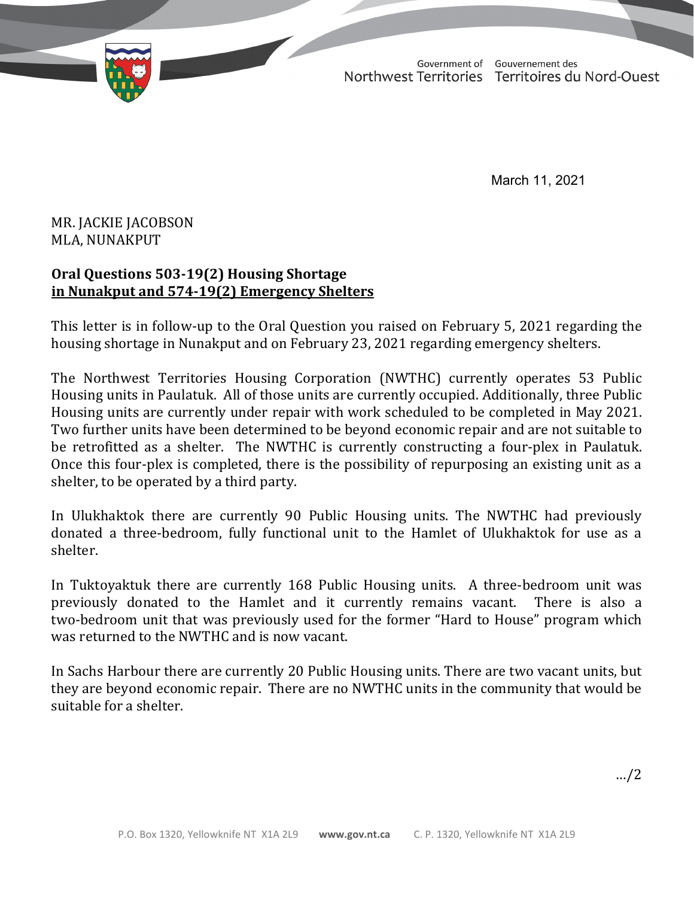Government of Northwest Territories / Gouvernement des Territoires du Nord-Ouest

March 11, 2021

MR. JACKIE JACOBSON
MLA, NUNAKPUT

**Oral Questions 503-19(2) Housing Shortage in Nunakput and 574-19(2) Emergency Shelters**

This letter is in follow-up to the Oral Question you raised on February 5, 2021 regarding the housing shortage in Nunakput and on February 23, 2021 regarding emergency shelters.

The Northwest Territories Housing Corporation (NWTHC) currently operates 53 Public Housing units in Paulatuk. All of those units are currently occupied. Additionally, three Public Housing units are currently under repair with work scheduled to be completed in May 2021. Two further units have been determined to be beyond economic repair and are not suitable to be retrofitted as a shelter. The NWTHC is currently constructing a four-plex in Paulatuk. Once this four-plex is completed, there is the possibility of repurposing an existing unit as a shelter, to be operated by a third party.

In Ulukhaktok there are currently 90 Public Housing units. The NWTHC had previously donated a three-bedroom, fully functional unit to the Hamlet of Ulukhaktok for use as a shelter.

In Tuktoyaktuk there are currently 168 Public Housing units. A three-bedroom unit was previously donated to the Hamlet and it currently remains vacant. There is also a two-bedroom unit that was previously used for the former "Hard to House" program which was returned to the NWTHC and is now vacant.

In Sachs Harbour there are currently 20 Public Housing units. There are two vacant units, but they are beyond economic repair. There are no NWTHC units in the community that would be suitable for a shelter.

…/2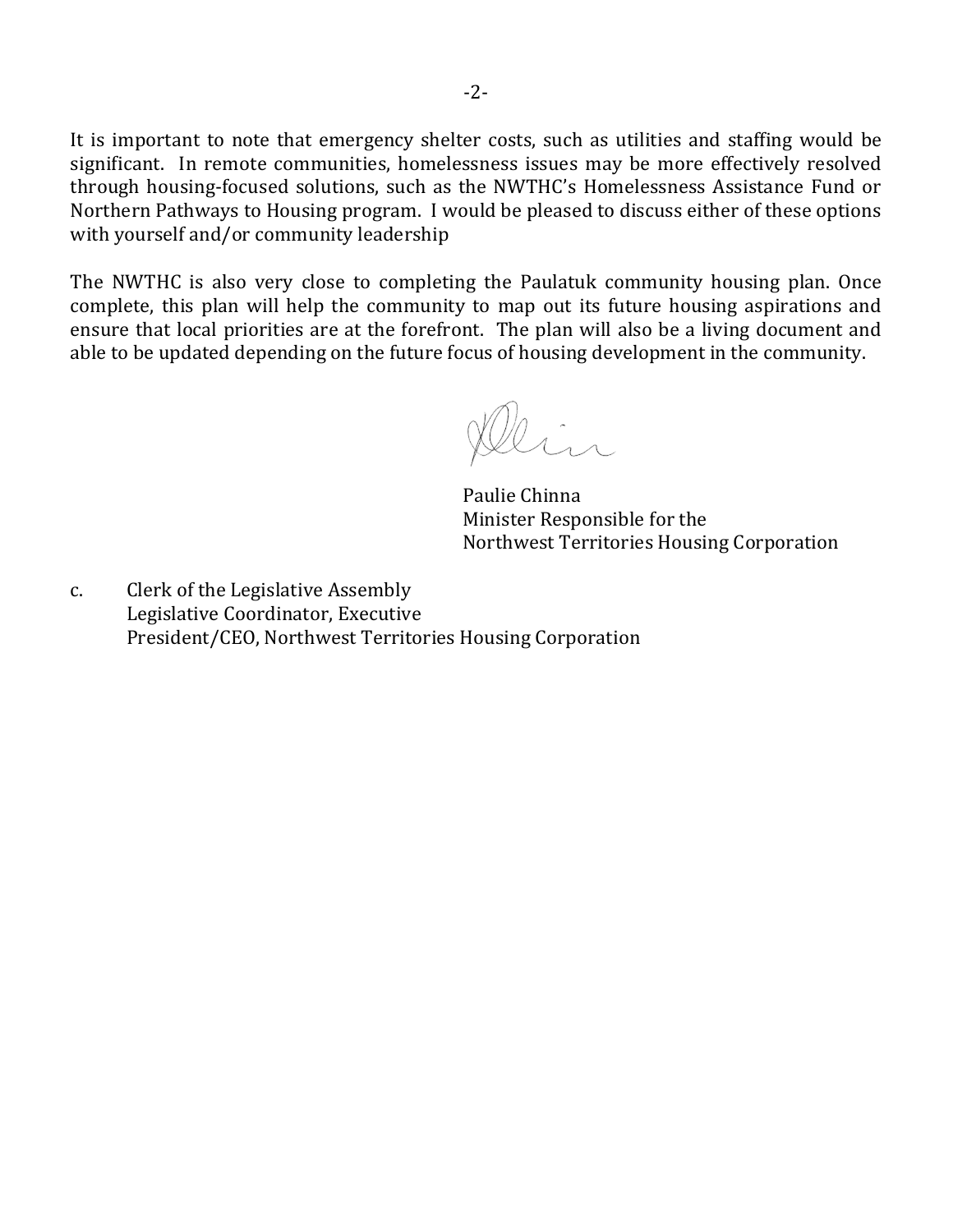It is important to note that emergency shelter costs, such as utilities and staffing would be significant. In remote communities, homelessness issues may be more effectively resolved through housing-focused solutions, such as the NWTHC's Homelessness Assistance Fund or Northern Pathways to Housing program. I would be pleased to discuss either of these options with yourself and/or community leadership

The NWTHC is also very close to completing the Paulatuk community housing plan. Once complete, this plan will help the community to map out its future housing aspirations and ensure that local priorities are at the forefront. The plan will also be a living document and able to be updated depending on the future focus of housing development in the community.

Paulie Chinna
Minister Responsible for the
Northwest Territories Housing Corporation

c. Clerk of the Legislative Assembly
Legislative Coordinator, Executive
President/CEO, Northwest Territories Housing Corporation